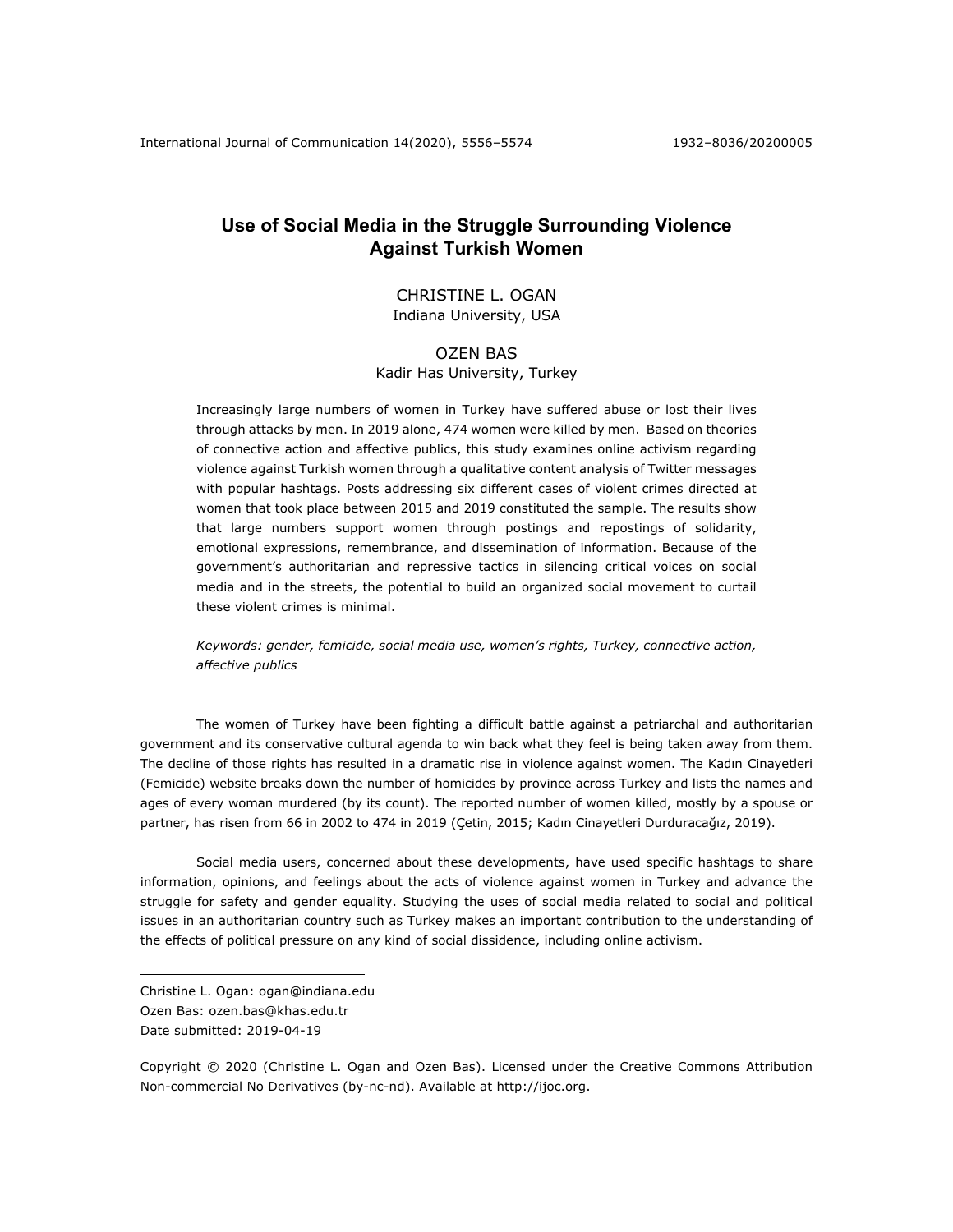# Use of Social Media in the Struggle Surrounding Violence Against Turkish Women

CHRISTINE L. OGAN
Indiana University, USA

OZEN BAS
Kadir Has University, Turkey

Increasingly large numbers of women in Turkey have suffered abuse or lost their lives through attacks by men. In 2019 alone, 474 women were killed by men. Based on theories of connective action and affective publics, this study examines online activism regarding violence against Turkish women through a qualitative content analysis of Twitter messages with popular hashtags. Posts addressing six different cases of violent crimes directed at women that took place between 2015 and 2019 constituted the sample. The results show that large numbers support women through postings and repostings of solidarity, emotional expressions, remembrance, and dissemination of information. Because of the government's authoritarian and repressive tactics in silencing critical voices on social media and in the streets, the potential to build an organized social movement to curtail these violent crimes is minimal.

*Keywords: gender, femicide, social media use, women's rights, Turkey, connective action, affective publics*

The women of Turkey have been fighting a difficult battle against a patriarchal and authoritarian government and its conservative cultural agenda to win back what they feel is being taken away from them. The decline of those rights has resulted in a dramatic rise in violence against women. The Kadın Cinayetleri (Femicide) website breaks down the number of homicides by province across Turkey and lists the names and ages of every woman murdered (by its count). The reported number of women killed, mostly by a spouse or partner, has risen from 66 in 2002 to 474 in 2019 (Çetin, 2015; Kadın Cinayetleri Durduracağız, 2019).

Social media users, concerned about these developments, have used specific hashtags to share information, opinions, and feelings about the acts of violence against women in Turkey and advance the struggle for safety and gender equality. Studying the uses of social media related to social and political issues in an authoritarian country such as Turkey makes an important contribution to the understanding of the effects of political pressure on any kind of social dissidence, including online activism.

---

Christine L. Ogan: ogan@indiana.edu
Ozen Bas: ozen.bas@khas.edu.tr
Date submitted: 2019-04-19

Copyright © 2020 (Christine L. Ogan and Ozen Bas). Licensed under the Creative Commons Attribution Non-commercial No Derivatives (by-nc-nd). Available at http://ijoc.org.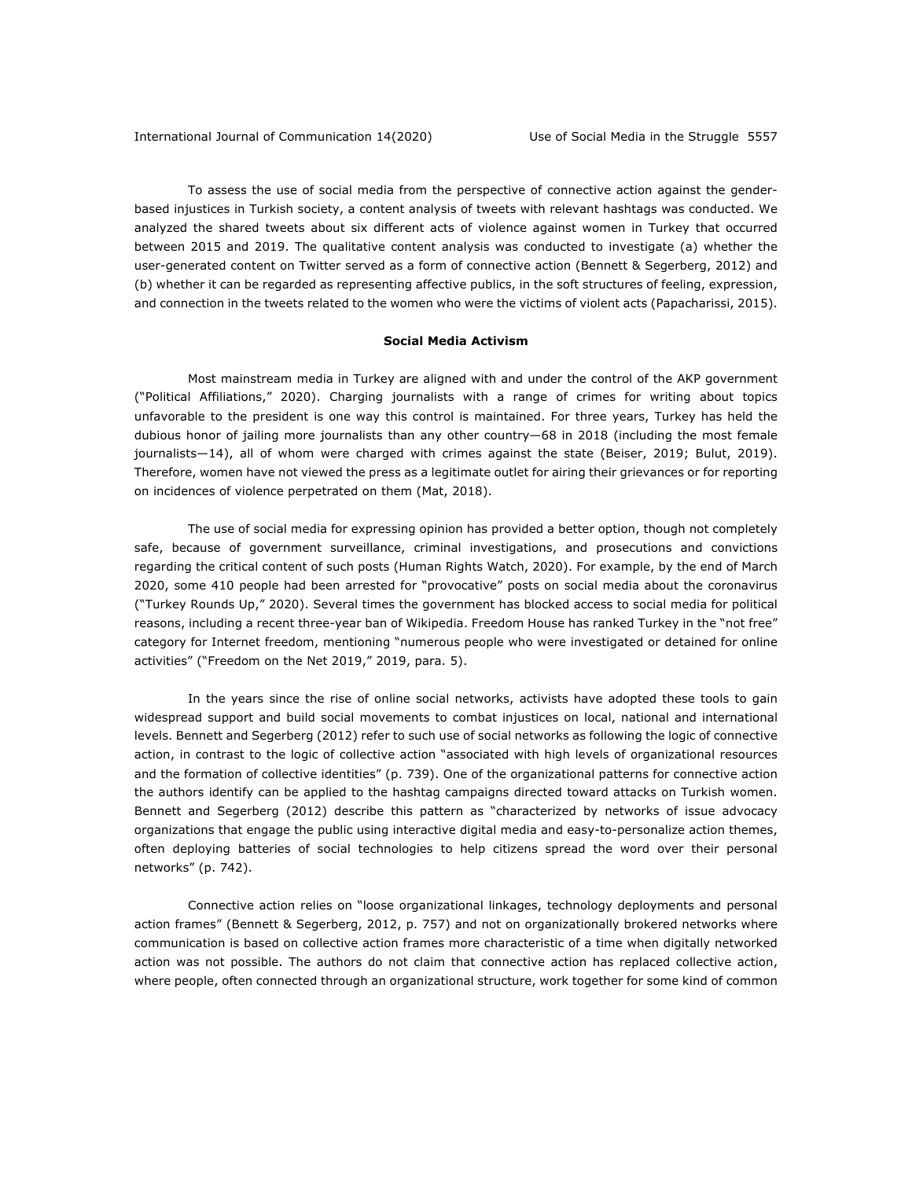To assess the use of social media from the perspective of connective action against the gender-based injustices in Turkish society, a content analysis of tweets with relevant hashtags was conducted. We analyzed the shared tweets about six different acts of violence against women in Turkey that occurred between 2015 and 2019. The qualitative content analysis was conducted to investigate (a) whether the user-generated content on Twitter served as a form of connective action (Bennett & Segerberg, 2012) and (b) whether it can be regarded as representing affective publics, in the soft structures of feeling, expression, and connection in the tweets related to the women who were the victims of violent acts (Papacharissi, 2015).

## Social Media Activism

Most mainstream media in Turkey are aligned with and under the control of the AKP government ("Political Affiliations," 2020). Charging journalists with a range of crimes for writing about topics unfavorable to the president is one way this control is maintained. For three years, Turkey has held the dubious honor of jailing more journalists than any other country—68 in 2018 (including the most female journalists—14), all of whom were charged with crimes against the state (Beiser, 2019; Bulut, 2019). Therefore, women have not viewed the press as a legitimate outlet for airing their grievances or for reporting on incidences of violence perpetrated on them (Mat, 2018).

The use of social media for expressing opinion has provided a better option, though not completely safe, because of government surveillance, criminal investigations, and prosecutions and convictions regarding the critical content of such posts (Human Rights Watch, 2020). For example, by the end of March 2020, some 410 people had been arrested for "provocative" posts on social media about the coronavirus ("Turkey Rounds Up," 2020). Several times the government has blocked access to social media for political reasons, including a recent three-year ban of Wikipedia. Freedom House has ranked Turkey in the "not free" category for Internet freedom, mentioning "numerous people who were investigated or detained for online activities" ("Freedom on the Net 2019," 2019, para. 5).

In the years since the rise of online social networks, activists have adopted these tools to gain widespread support and build social movements to combat injustices on local, national and international levels. Bennett and Segerberg (2012) refer to such use of social networks as following the logic of connective action, in contrast to the logic of collective action "associated with high levels of organizational resources and the formation of collective identities" (p. 739). One of the organizational patterns for connective action the authors identify can be applied to the hashtag campaigns directed toward attacks on Turkish women. Bennett and Segerberg (2012) describe this pattern as "characterized by networks of issue advocacy organizations that engage the public using interactive digital media and easy-to-personalize action themes, often deploying batteries of social technologies to help citizens spread the word over their personal networks" (p. 742).

Connective action relies on "loose organizational linkages, technology deployments and personal action frames" (Bennett & Segerberg, 2012, p. 757) and not on organizationally brokered networks where communication is based on collective action frames more characteristic of a time when digitally networked action was not possible. The authors do not claim that connective action has replaced collective action, where people, often connected through an organizational structure, work together for some kind of common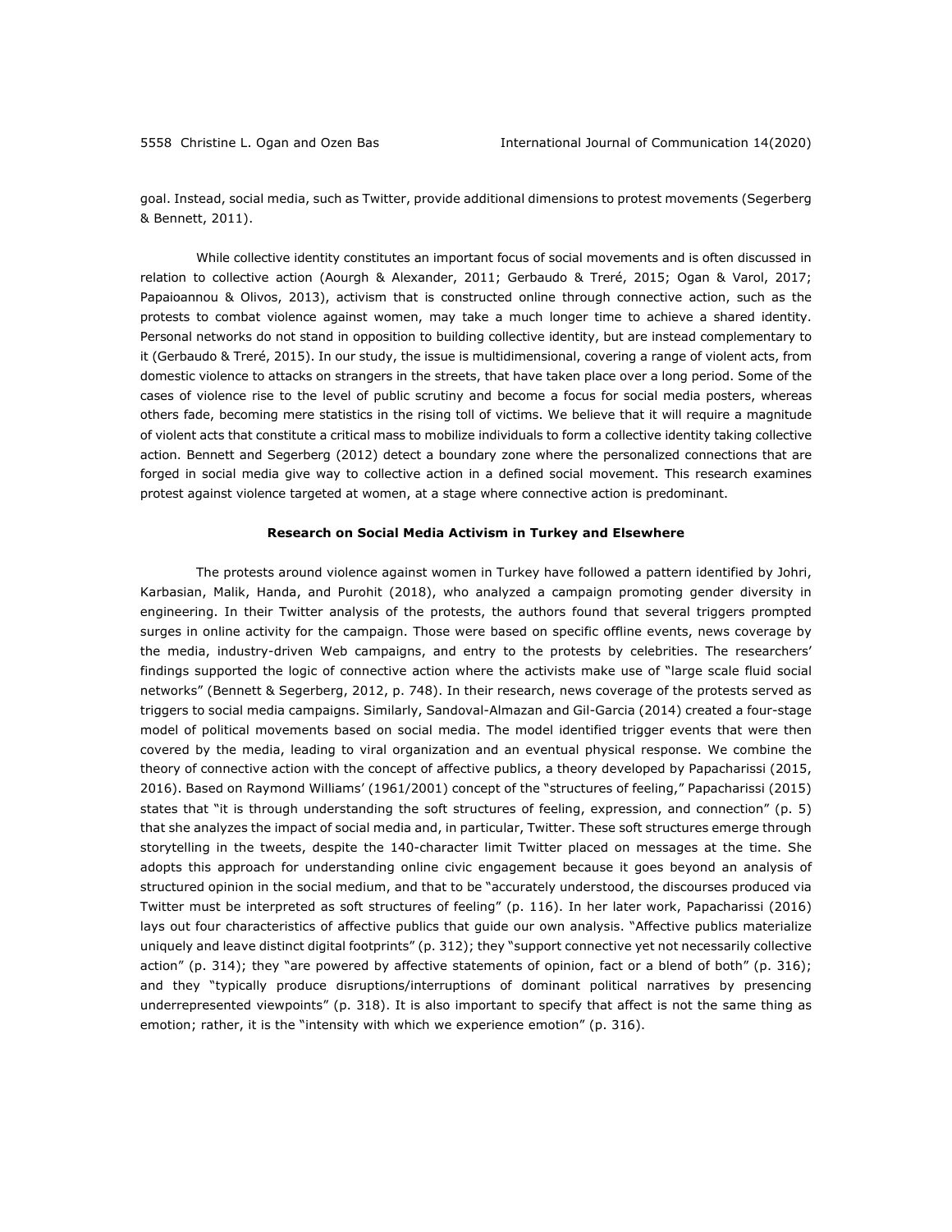goal. Instead, social media, such as Twitter, provide additional dimensions to protest movements (Segerberg & Bennett, 2011).

While collective identity constitutes an important focus of social movements and is often discussed in relation to collective action (Aourgh & Alexander, 2011; Gerbaudo & Treré, 2015; Ogan & Varol, 2017; Papaioannou & Olivos, 2013), activism that is constructed online through connective action, such as the protests to combat violence against women, may take a much longer time to achieve a shared identity. Personal networks do not stand in opposition to building collective identity, but are instead complementary to it (Gerbaudo & Treré, 2015). In our study, the issue is multidimensional, covering a range of violent acts, from domestic violence to attacks on strangers in the streets, that have taken place over a long period. Some of the cases of violence rise to the level of public scrutiny and become a focus for social media posters, whereas others fade, becoming mere statistics in the rising toll of victims. We believe that it will require a magnitude of violent acts that constitute a critical mass to mobilize individuals to form a collective identity taking collective action. Bennett and Segerberg (2012) detect a boundary zone where the personalized connections that are forged in social media give way to collective action in a defined social movement. This research examines protest against violence targeted at women, at a stage where connective action is predominant.

## Research on Social Media Activism in Turkey and Elsewhere

The protests around violence against women in Turkey have followed a pattern identified by Johri, Karbasian, Malik, Handa, and Purohit (2018), who analyzed a campaign promoting gender diversity in engineering. In their Twitter analysis of the protests, the authors found that several triggers prompted surges in online activity for the campaign. Those were based on specific offline events, news coverage by the media, industry-driven Web campaigns, and entry to the protests by celebrities. The researchers' findings supported the logic of connective action where the activists make use of "large scale fluid social networks" (Bennett & Segerberg, 2012, p. 748). In their research, news coverage of the protests served as triggers to social media campaigns. Similarly, Sandoval-Almazan and Gil-Garcia (2014) created a four-stage model of political movements based on social media. The model identified trigger events that were then covered by the media, leading to viral organization and an eventual physical response. We combine the theory of connective action with the concept of affective publics, a theory developed by Papacharissi (2015, 2016). Based on Raymond Williams' (1961/2001) concept of the "structures of feeling," Papacharissi (2015) states that "it is through understanding the soft structures of feeling, expression, and connection" (p. 5) that she analyzes the impact of social media and, in particular, Twitter. These soft structures emerge through storytelling in the tweets, despite the 140-character limit Twitter placed on messages at the time. She adopts this approach for understanding online civic engagement because it goes beyond an analysis of structured opinion in the social medium, and that to be "accurately understood, the discourses produced via Twitter must be interpreted as soft structures of feeling" (p. 116). In her later work, Papacharissi (2016) lays out four characteristics of affective publics that guide our own analysis. "Affective publics materialize uniquely and leave distinct digital footprints" (p. 312); they "support connective yet not necessarily collective action" (p. 314); they "are powered by affective statements of opinion, fact or a blend of both" (p. 316); and they "typically produce disruptions/interruptions of dominant political narratives by presencing underrepresented viewpoints" (p. 318). It is also important to specify that affect is not the same thing as emotion; rather, it is the "intensity with which we experience emotion" (p. 316).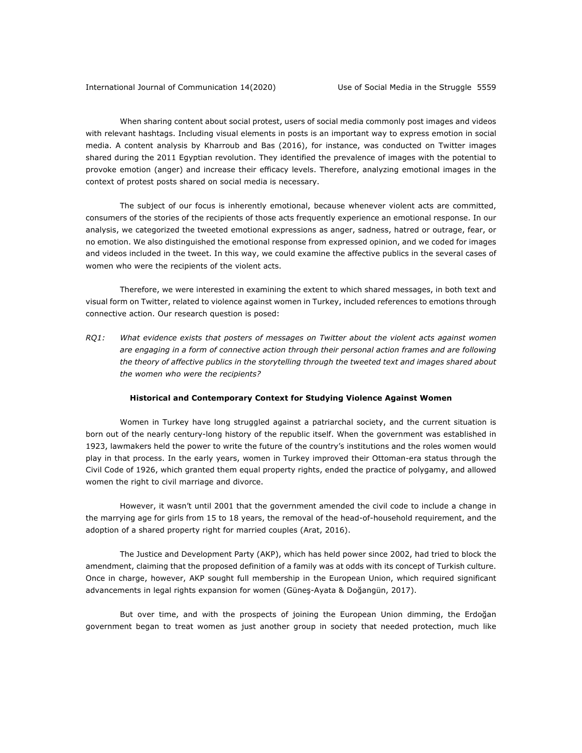When sharing content about social protest, users of social media commonly post images and videos with relevant hashtags. Including visual elements in posts is an important way to express emotion in social media. A content analysis by Kharroub and Bas (2016), for instance, was conducted on Twitter images shared during the 2011 Egyptian revolution. They identified the prevalence of images with the potential to provoke emotion (anger) and increase their efficacy levels. Therefore, analyzing emotional images in the context of protest posts shared on social media is necessary.

The subject of our focus is inherently emotional, because whenever violent acts are committed, consumers of the stories of the recipients of those acts frequently experience an emotional response. In our analysis, we categorized the tweeted emotional expressions as anger, sadness, hatred or outrage, fear, or no emotion. We also distinguished the emotional response from expressed opinion, and we coded for images and videos included in the tweet. In this way, we could examine the affective publics in the several cases of women who were the recipients of the violent acts.

Therefore, we were interested in examining the extent to which shared messages, in both text and visual form on Twitter, related to violence against women in Turkey, included references to emotions through connective action. Our research question is posed:

*RQ1: What evidence exists that posters of messages on Twitter about the violent acts against women are engaging in a form of connective action through their personal action frames and are following the theory of affective publics in the storytelling through the tweeted text and images shared about the women who were the recipients?*

## Historical and Contemporary Context for Studying Violence Against Women

Women in Turkey have long struggled against a patriarchal society, and the current situation is born out of the nearly century-long history of the republic itself. When the government was established in 1923, lawmakers held the power to write the future of the country's institutions and the roles women would play in that process. In the early years, women in Turkey improved their Ottoman-era status through the Civil Code of 1926, which granted them equal property rights, ended the practice of polygamy, and allowed women the right to civil marriage and divorce.

However, it wasn't until 2001 that the government amended the civil code to include a change in the marrying age for girls from 15 to 18 years, the removal of the head-of-household requirement, and the adoption of a shared property right for married couples (Arat, 2016).

The Justice and Development Party (AKP), which has held power since 2002, had tried to block the amendment, claiming that the proposed definition of a family was at odds with its concept of Turkish culture. Once in charge, however, AKP sought full membership in the European Union, which required significant advancements in legal rights expansion for women (Güneş-Ayata & Doğangün, 2017).

But over time, and with the prospects of joining the European Union dimming, the Erdoğan government began to treat women as just another group in society that needed protection, much like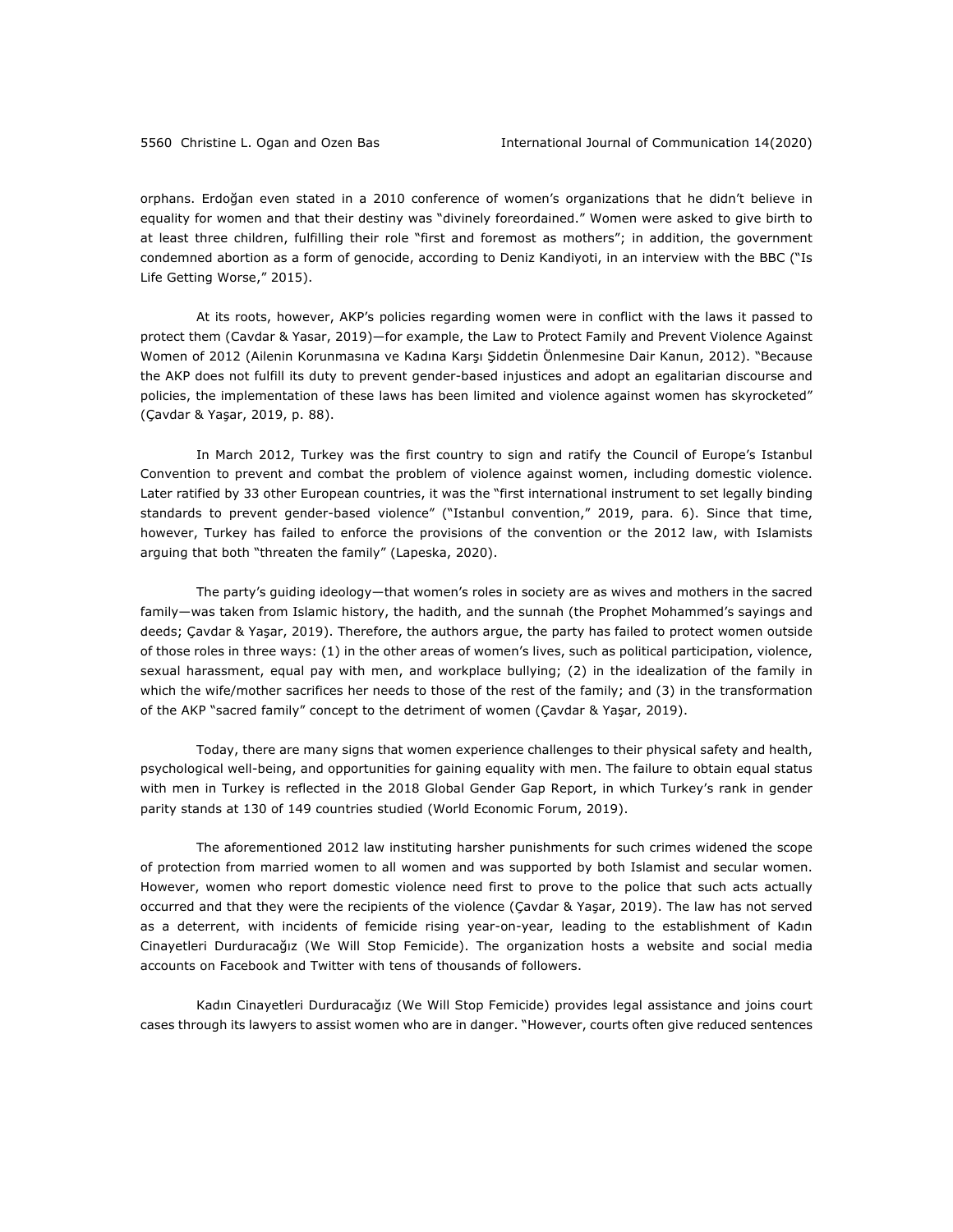orphans. Erdoğan even stated in a 2010 conference of women's organizations that he didn't believe in equality for women and that their destiny was "divinely foreordained." Women were asked to give birth to at least three children, fulfilling their role "first and foremost as mothers"; in addition, the government condemned abortion as a form of genocide, according to Deniz Kandiyoti, in an interview with the BBC ("Is Life Getting Worse," 2015).

At its roots, however, AKP's policies regarding women were in conflict with the laws it passed to protect them (Cavdar & Yasar, 2019)—for example, the Law to Protect Family and Prevent Violence Against Women of 2012 (Ailenin Korunmasına ve Kadına Karşı Şiddetin Önlenmesine Dair Kanun, 2012). "Because the AKP does not fulfill its duty to prevent gender-based injustices and adopt an egalitarian discourse and policies, the implementation of these laws has been limited and violence against women has skyrocketed" (Çavdar & Yaşar, 2019, p. 88).

In March 2012, Turkey was the first country to sign and ratify the Council of Europe's Istanbul Convention to prevent and combat the problem of violence against women, including domestic violence. Later ratified by 33 other European countries, it was the "first international instrument to set legally binding standards to prevent gender-based violence" ("Istanbul convention," 2019, para. 6). Since that time, however, Turkey has failed to enforce the provisions of the convention or the 2012 law, with Islamists arguing that both "threaten the family" (Lapeska, 2020).

The party's guiding ideology—that women's roles in society are as wives and mothers in the sacred family—was taken from Islamic history, the hadith, and the sunnah (the Prophet Mohammed's sayings and deeds; Çavdar & Yaşar, 2019). Therefore, the authors argue, the party has failed to protect women outside of those roles in three ways: (1) in the other areas of women's lives, such as political participation, violence, sexual harassment, equal pay with men, and workplace bullying; (2) in the idealization of the family in which the wife/mother sacrifices her needs to those of the rest of the family; and (3) in the transformation of the AKP "sacred family" concept to the detriment of women (Çavdar & Yaşar, 2019).

Today, there are many signs that women experience challenges to their physical safety and health, psychological well-being, and opportunities for gaining equality with men. The failure to obtain equal status with men in Turkey is reflected in the 2018 Global Gender Gap Report, in which Turkey's rank in gender parity stands at 130 of 149 countries studied (World Economic Forum, 2019).

The aforementioned 2012 law instituting harsher punishments for such crimes widened the scope of protection from married women to all women and was supported by both Islamist and secular women. However, women who report domestic violence need first to prove to the police that such acts actually occurred and that they were the recipients of the violence (Çavdar & Yaşar, 2019). The law has not served as a deterrent, with incidents of femicide rising year-on-year, leading to the establishment of Kadın Cinayetleri Durduracağız (We Will Stop Femicide). The organization hosts a website and social media accounts on Facebook and Twitter with tens of thousands of followers.

Kadın Cinayetleri Durduracağız (We Will Stop Femicide) provides legal assistance and joins court cases through its lawyers to assist women who are in danger. "However, courts often give reduced sentences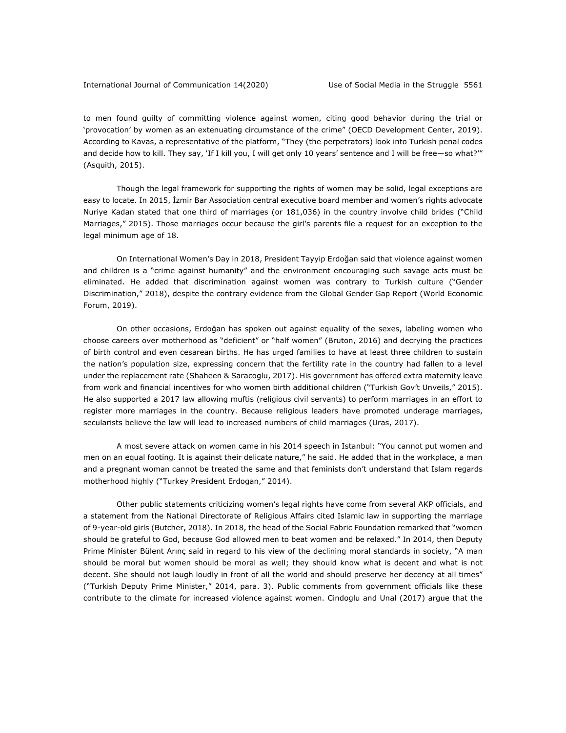to men found guilty of committing violence against women, citing good behavior during the trial or 'provocation' by women as an extenuating circumstance of the crime" (OECD Development Center, 2019). According to Kavas, a representative of the platform, "They (the perpetrators) look into Turkish penal codes and decide how to kill. They say, 'If I kill you, I will get only 10 years' sentence and I will be free—so what?'" (Asquith, 2015).

Though the legal framework for supporting the rights of women may be solid, legal exceptions are easy to locate. In 2015, İzmir Bar Association central executive board member and women's rights advocate Nuriye Kadan stated that one third of marriages (or 181,036) in the country involve child brides ("Child Marriages," 2015). Those marriages occur because the girl's parents file a request for an exception to the legal minimum age of 18.

On International Women's Day in 2018, President Tayyip Erdoğan said that violence against women and children is a "crime against humanity" and the environment encouraging such savage acts must be eliminated. He added that discrimination against women was contrary to Turkish culture ("Gender Discrimination," 2018), despite the contrary evidence from the Global Gender Gap Report (World Economic Forum, 2019).

On other occasions, Erdoğan has spoken out against equality of the sexes, labeling women who choose careers over motherhood as "deficient" or "half women" (Bruton, 2016) and decrying the practices of birth control and even cesarean births. He has urged families to have at least three children to sustain the nation's population size, expressing concern that the fertility rate in the country had fallen to a level under the replacement rate (Shaheen & Saracoglu, 2017). His government has offered extra maternity leave from work and financial incentives for who women birth additional children ("Turkish Gov't Unveils," 2015). He also supported a 2017 law allowing muftis (religious civil servants) to perform marriages in an effort to register more marriages in the country. Because religious leaders have promoted underage marriages, secularists believe the law will lead to increased numbers of child marriages (Uras, 2017).

A most severe attack on women came in his 2014 speech in Istanbul: "You cannot put women and men on an equal footing. It is against their delicate nature," he said. He added that in the workplace, a man and a pregnant woman cannot be treated the same and that feminists don't understand that Islam regards motherhood highly ("Turkey President Erdogan," 2014).

Other public statements criticizing women's legal rights have come from several AKP officials, and a statement from the National Directorate of Religious Affairs cited Islamic law in supporting the marriage of 9-year-old girls (Butcher, 2018). In 2018, the head of the Social Fabric Foundation remarked that "women should be grateful to God, because God allowed men to beat women and be relaxed." In 2014, then Deputy Prime Minister Bülent Arınç said in regard to his view of the declining moral standards in society, "A man should be moral but women should be moral as well; they should know what is decent and what is not decent. She should not laugh loudly in front of all the world and should preserve her decency at all times" ("Turkish Deputy Prime Minister," 2014, para. 3). Public comments from government officials like these contribute to the climate for increased violence against women. Cindoglu and Unal (2017) argue that the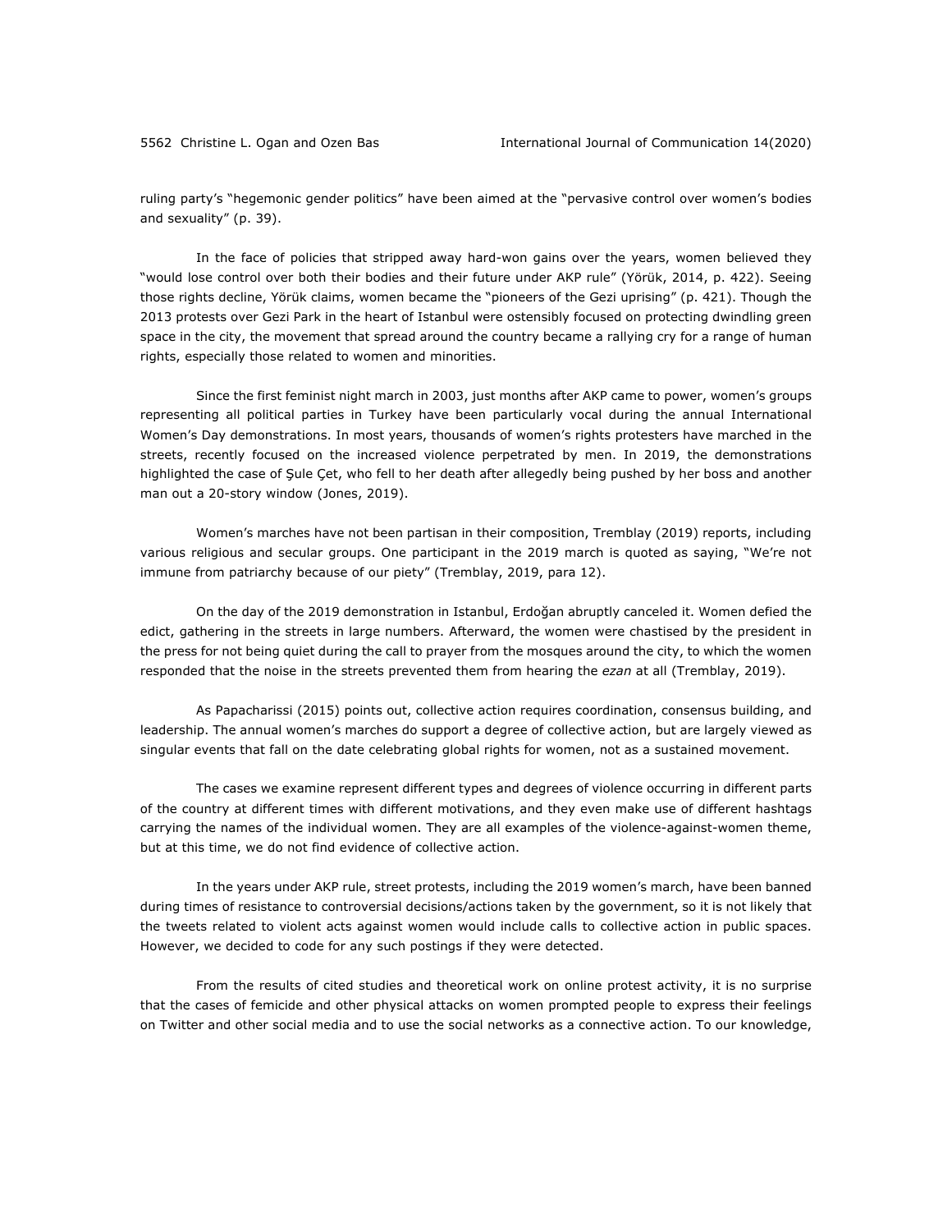ruling party's "hegemonic gender politics" have been aimed at the "pervasive control over women's bodies and sexuality" (p. 39).

In the face of policies that stripped away hard-won gains over the years, women believed they "would lose control over both their bodies and their future under AKP rule" (Yörük, 2014, p. 422). Seeing those rights decline, Yörük claims, women became the "pioneers of the Gezi uprising" (p. 421). Though the 2013 protests over Gezi Park in the heart of Istanbul were ostensibly focused on protecting dwindling green space in the city, the movement that spread around the country became a rallying cry for a range of human rights, especially those related to women and minorities.

Since the first feminist night march in 2003, just months after AKP came to power, women's groups representing all political parties in Turkey have been particularly vocal during the annual International Women's Day demonstrations. In most years, thousands of women's rights protesters have marched in the streets, recently focused on the increased violence perpetrated by men. In 2019, the demonstrations highlighted the case of Şule Çet, who fell to her death after allegedly being pushed by her boss and another man out a 20-story window (Jones, 2019).

Women's marches have not been partisan in their composition, Tremblay (2019) reports, including various religious and secular groups. One participant in the 2019 march is quoted as saying, "We're not immune from patriarchy because of our piety" (Tremblay, 2019, para 12).

On the day of the 2019 demonstration in Istanbul, Erdoğan abruptly canceled it. Women defied the edict, gathering in the streets in large numbers. Afterward, the women were chastised by the president in the press for not being quiet during the call to prayer from the mosques around the city, to which the women responded that the noise in the streets prevented them from hearing the *ezan* at all (Tremblay, 2019).

As Papacharissi (2015) points out, collective action requires coordination, consensus building, and leadership. The annual women's marches do support a degree of collective action, but are largely viewed as singular events that fall on the date celebrating global rights for women, not as a sustained movement.

The cases we examine represent different types and degrees of violence occurring in different parts of the country at different times with different motivations, and they even make use of different hashtags carrying the names of the individual women. They are all examples of the violence-against-women theme, but at this time, we do not find evidence of collective action.

In the years under AKP rule, street protests, including the 2019 women's march, have been banned during times of resistance to controversial decisions/actions taken by the government, so it is not likely that the tweets related to violent acts against women would include calls to collective action in public spaces. However, we decided to code for any such postings if they were detected.

From the results of cited studies and theoretical work on online protest activity, it is no surprise that the cases of femicide and other physical attacks on women prompted people to express their feelings on Twitter and other social media and to use the social networks as a connective action. To our knowledge,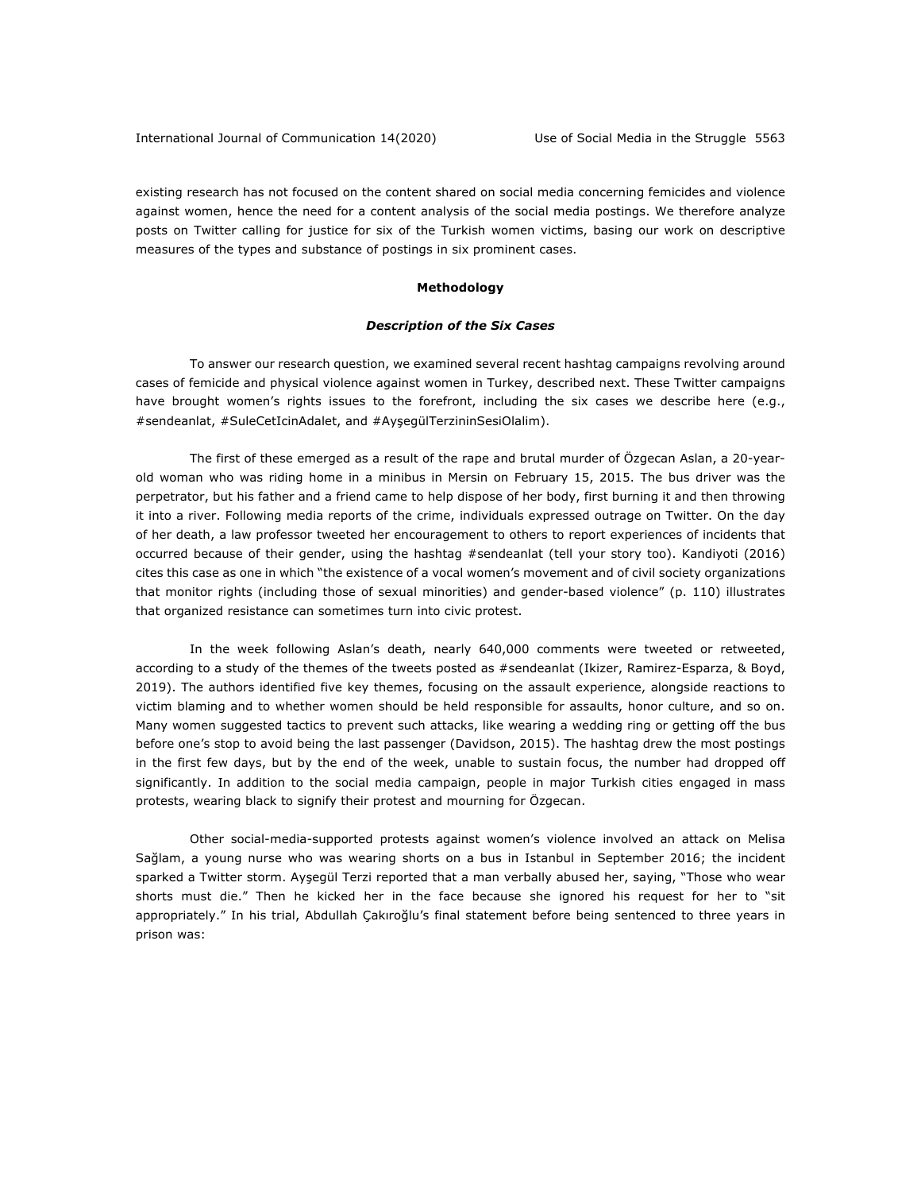existing research has not focused on the content shared on social media concerning femicides and violence against women, hence the need for a content analysis of the social media postings. We therefore analyze posts on Twitter calling for justice for six of the Turkish women victims, basing our work on descriptive measures of the types and substance of postings in six prominent cases.

## Methodology

### *Description of the Six Cases*

To answer our research question, we examined several recent hashtag campaigns revolving around cases of femicide and physical violence against women in Turkey, described next. These Twitter campaigns have brought women's rights issues to the forefront, including the six cases we describe here (e.g., #sendeanlat, #SuleCetIcinAdalet, and #AyşegülTerzininSesiOlalim).

The first of these emerged as a result of the rape and brutal murder of Özgecan Aslan, a 20-year-old woman who was riding home in a minibus in Mersin on February 15, 2015. The bus driver was the perpetrator, but his father and a friend came to help dispose of her body, first burning it and then throwing it into a river. Following media reports of the crime, individuals expressed outrage on Twitter. On the day of her death, a law professor tweeted her encouragement to others to report experiences of incidents that occurred because of their gender, using the hashtag #sendeanlat (tell your story too). Kandiyoti (2016) cites this case as one in which "the existence of a vocal women's movement and of civil society organizations that monitor rights (including those of sexual minorities) and gender-based violence" (p. 110) illustrates that organized resistance can sometimes turn into civic protest.

In the week following Aslan's death, nearly 640,000 comments were tweeted or retweeted, according to a study of the themes of the tweets posted as #sendeanlat (Ikizer, Ramirez-Esparza, & Boyd, 2019). The authors identified five key themes, focusing on the assault experience, alongside reactions to victim blaming and to whether women should be held responsible for assaults, honor culture, and so on. Many women suggested tactics to prevent such attacks, like wearing a wedding ring or getting off the bus before one's stop to avoid being the last passenger (Davidson, 2015). The hashtag drew the most postings in the first few days, but by the end of the week, unable to sustain focus, the number had dropped off significantly. In addition to the social media campaign, people in major Turkish cities engaged in mass protests, wearing black to signify their protest and mourning for Özgecan.

Other social-media-supported protests against women's violence involved an attack on Melisa Sağlam, a young nurse who was wearing shorts on a bus in Istanbul in September 2016; the incident sparked a Twitter storm. Ayşegül Terzi reported that a man verbally abused her, saying, "Those who wear shorts must die." Then he kicked her in the face because she ignored his request for her to "sit appropriately." In his trial, Abdullah Çakıroğlu's final statement before being sentenced to three years in prison was: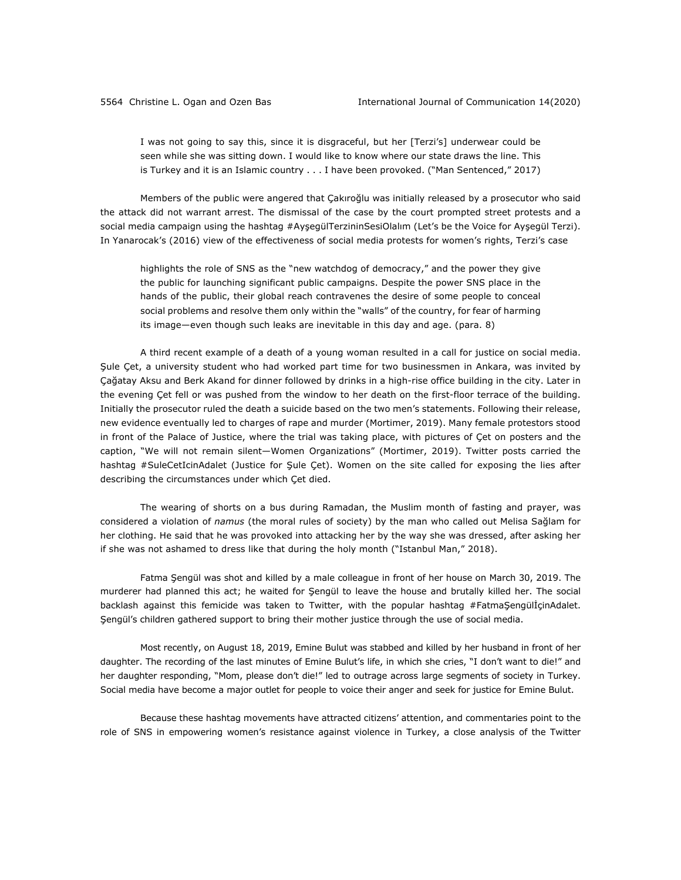> I was not going to say this, since it is disgraceful, but her [Terzi's] underwear could be seen while she was sitting down. I would like to know where our state draws the line. This is Turkey and it is an Islamic country . . . I have been provoked. ("Man Sentenced," 2017)

Members of the public were angered that Çakıroğlu was initially released by a prosecutor who said the attack did not warrant arrest. The dismissal of the case by the court prompted street protests and a social media campaign using the hashtag #AyşegülTerzininSesiOlalım (Let's be the Voice for Ayşegül Terzi). In Yanarocak's (2016) view of the effectiveness of social media protests for women's rights, Terzi's case

> highlights the role of SNS as the "new watchdog of democracy," and the power they give the public for launching significant public campaigns. Despite the power SNS place in the hands of the public, their global reach contravenes the desire of some people to conceal social problems and resolve them only within the "walls" of the country, for fear of harming its image—even though such leaks are inevitable in this day and age. (para. 8)

A third recent example of a death of a young woman resulted in a call for justice on social media. Şule Çet, a university student who had worked part time for two businessmen in Ankara, was invited by Çağatay Aksu and Berk Akand for dinner followed by drinks in a high-rise office building in the city. Later in the evening Çet fell or was pushed from the window to her death on the first-floor terrace of the building. Initially the prosecutor ruled the death a suicide based on the two men's statements. Following their release, new evidence eventually led to charges of rape and murder (Mortimer, 2019). Many female protestors stood in front of the Palace of Justice, where the trial was taking place, with pictures of Çet on posters and the caption, "We will not remain silent—Women Organizations" (Mortimer, 2019). Twitter posts carried the hashtag #SuleCetIcinAdalet (Justice for Şule Çet). Women on the site called for exposing the lies after describing the circumstances under which Çet died.

The wearing of shorts on a bus during Ramadan, the Muslim month of fasting and prayer, was considered a violation of *namus* (the moral rules of society) by the man who called out Melisa Sağlam for her clothing. He said that he was provoked into attacking her by the way she was dressed, after asking her if she was not ashamed to dress like that during the holy month ("Istanbul Man," 2018).

Fatma Şengül was shot and killed by a male colleague in front of her house on March 30, 2019. The murderer had planned this act; he waited for Şengül to leave the house and brutally killed her. The social backlash against this femicide was taken to Twitter, with the popular hashtag #FatmaŞengülİçinAdalet. Şengül's children gathered support to bring their mother justice through the use of social media.

Most recently, on August 18, 2019, Emine Bulut was stabbed and killed by her husband in front of her daughter. The recording of the last minutes of Emine Bulut's life, in which she cries, "I don't want to die!" and her daughter responding, "Mom, please don't die!" led to outrage across large segments of society in Turkey. Social media have become a major outlet for people to voice their anger and seek for justice for Emine Bulut.

Because these hashtag movements have attracted citizens' attention, and commentaries point to the role of SNS in empowering women's resistance against violence in Turkey, a close analysis of the Twitter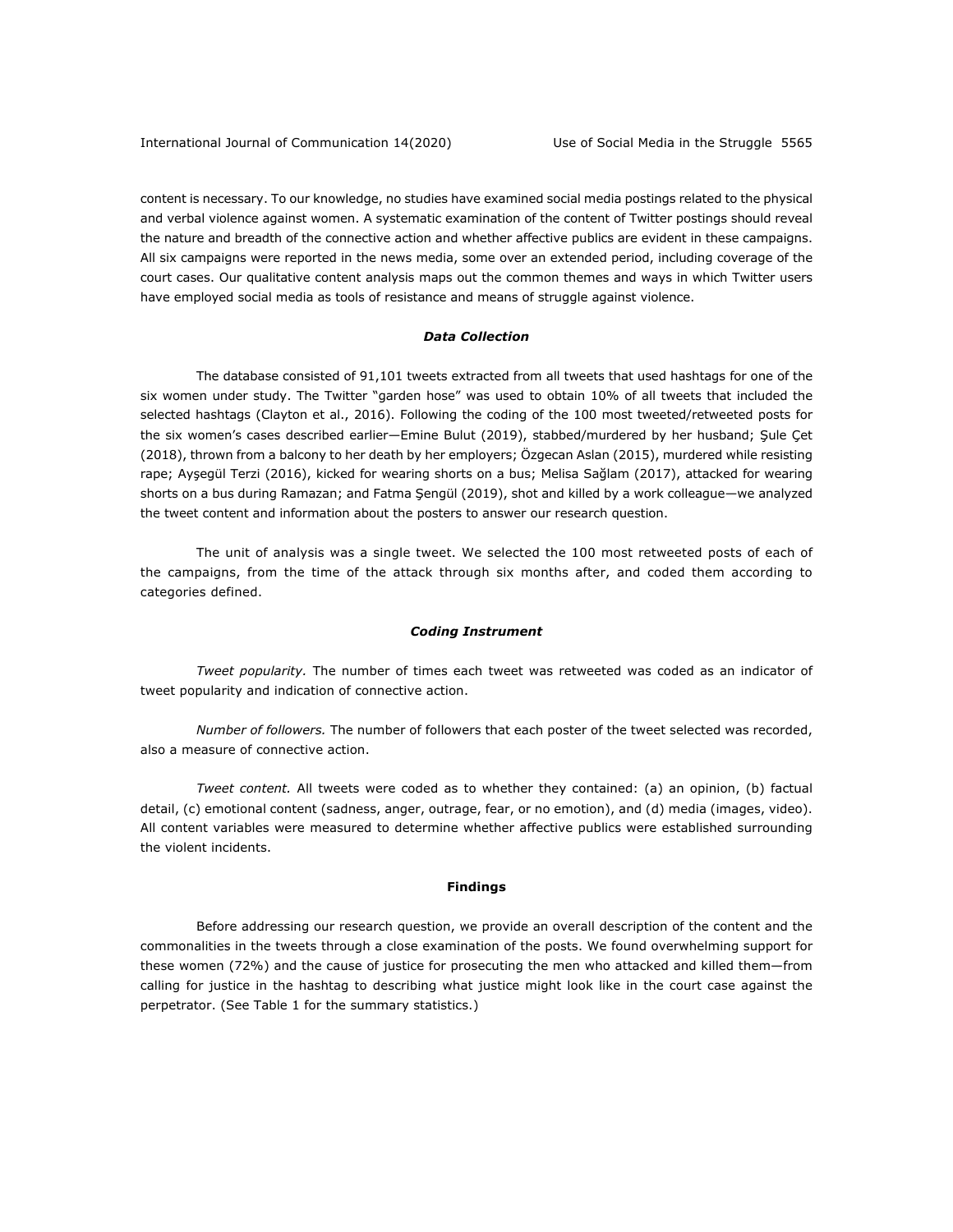content is necessary. To our knowledge, no studies have examined social media postings related to the physical and verbal violence against women. A systematic examination of the content of Twitter postings should reveal the nature and breadth of the connective action and whether affective publics are evident in these campaigns. All six campaigns were reported in the news media, some over an extended period, including coverage of the court cases. Our qualitative content analysis maps out the common themes and ways in which Twitter users have employed social media as tools of resistance and means of struggle against violence.

### *Data Collection*

The database consisted of 91,101 tweets extracted from all tweets that used hashtags for one of the six women under study. The Twitter "garden hose" was used to obtain 10% of all tweets that included the selected hashtags (Clayton et al., 2016). Following the coding of the 100 most tweeted/retweeted posts for the six women's cases described earlier—Emine Bulut (2019), stabbed/murdered by her husband; Şule Çet (2018), thrown from a balcony to her death by her employers; Özgecan Aslan (2015), murdered while resisting rape; Ayşegül Terzi (2016), kicked for wearing shorts on a bus; Melisa Sağlam (2017), attacked for wearing shorts on a bus during Ramazan; and Fatma Şengül (2019), shot and killed by a work colleague—we analyzed the tweet content and information about the posters to answer our research question.

The unit of analysis was a single tweet. We selected the 100 most retweeted posts of each of the campaigns, from the time of the attack through six months after, and coded them according to categories defined.

### *Coding Instrument*

*Tweet popularity.* The number of times each tweet was retweeted was coded as an indicator of tweet popularity and indication of connective action.

*Number of followers.* The number of followers that each poster of the tweet selected was recorded, also a measure of connective action.

*Tweet content.* All tweets were coded as to whether they contained: (a) an opinion, (b) factual detail, (c) emotional content (sadness, anger, outrage, fear, or no emotion), and (d) media (images, video). All content variables were measured to determine whether affective publics were established surrounding the violent incidents.

## **Findings**

Before addressing our research question, we provide an overall description of the content and the commonalities in the tweets through a close examination of the posts. We found overwhelming support for these women (72%) and the cause of justice for prosecuting the men who attacked and killed them—from calling for justice in the hashtag to describing what justice might look like in the court case against the perpetrator. (See Table 1 for the summary statistics.)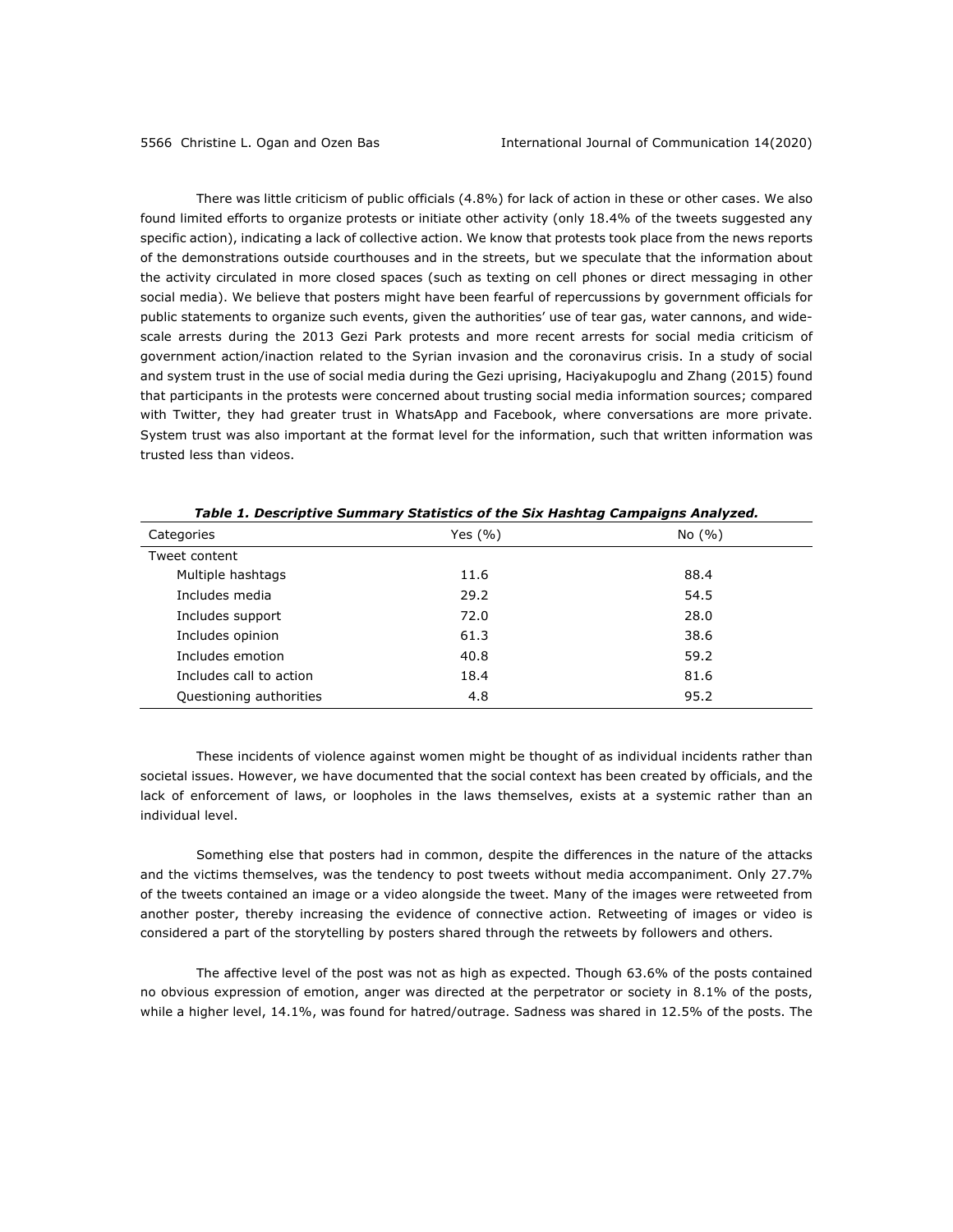There was little criticism of public officials (4.8%) for lack of action in these or other cases. We also found limited efforts to organize protests or initiate other activity (only 18.4% of the tweets suggested any specific action), indicating a lack of collective action. We know that protests took place from the news reports of the demonstrations outside courthouses and in the streets, but we speculate that the information about the activity circulated in more closed spaces (such as texting on cell phones or direct messaging in other social media). We believe that posters might have been fearful of repercussions by government officials for public statements to organize such events, given the authorities' use of tear gas, water cannons, and wide-scale arrests during the 2013 Gezi Park protests and more recent arrests for social media criticism of government action/inaction related to the Syrian invasion and the coronavirus crisis. In a study of social and system trust in the use of social media during the Gezi uprising, Haciyakupoglu and Zhang (2015) found that participants in the protests were concerned about trusting social media information sources; compared with Twitter, they had greater trust in WhatsApp and Facebook, where conversations are more private. System trust was also important at the format level for the information, such that written information was trusted less than videos.

***Table 1. Descriptive Summary Statistics of the Six Hashtag Campaigns Analyzed.***

| Categories | Yes (%) | No (%) |
|---|---|---|
| Tweet content | | |
| Multiple hashtags | 11.6 | 88.4 |
| Includes media | 29.2 | 54.5 |
| Includes support | 72.0 | 28.0 |
| Includes opinion | 61.3 | 38.6 |
| Includes emotion | 40.8 | 59.2 |
| Includes call to action | 18.4 | 81.6 |
| Questioning authorities | 4.8 | 95.2 |

These incidents of violence against women might be thought of as individual incidents rather than societal issues. However, we have documented that the social context has been created by officials, and the lack of enforcement of laws, or loopholes in the laws themselves, exists at a systemic rather than an individual level.

Something else that posters had in common, despite the differences in the nature of the attacks and the victims themselves, was the tendency to post tweets without media accompaniment. Only 27.7% of the tweets contained an image or a video alongside the tweet. Many of the images were retweeted from another poster, thereby increasing the evidence of connective action. Retweeting of images or video is considered a part of the storytelling by posters shared through the retweets by followers and others.

The affective level of the post was not as high as expected. Though 63.6% of the posts contained no obvious expression of emotion, anger was directed at the perpetrator or society in 8.1% of the posts, while a higher level, 14.1%, was found for hatred/outrage. Sadness was shared in 12.5% of the posts. The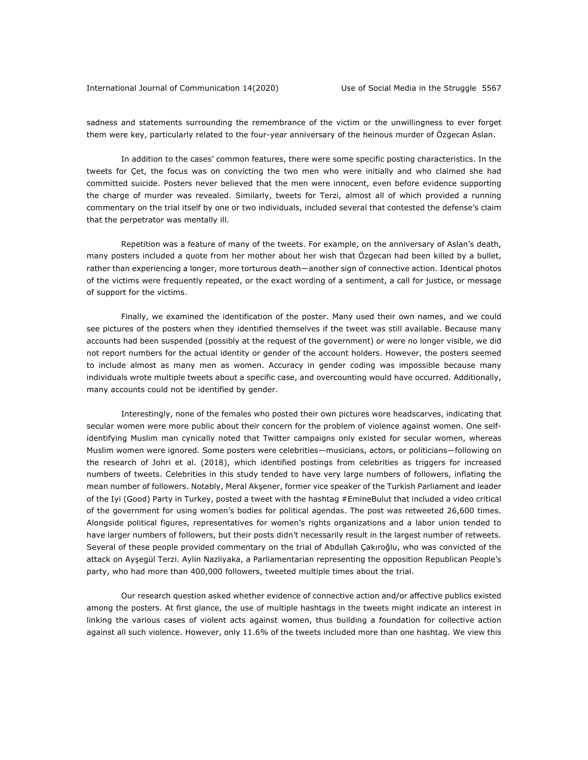sadness and statements surrounding the remembrance of the victim or the unwillingness to ever forget them were key, particularly related to the four-year anniversary of the heinous murder of Özgecan Aslan.

In addition to the cases' common features, there were some specific posting characteristics. In the tweets for Çet, the focus was on convicting the two men who were initially and who claimed she had committed suicide. Posters never believed that the men were innocent, even before evidence supporting the charge of murder was revealed. Similarly, tweets for Terzi, almost all of which provided a running commentary on the trial itself by one or two individuals, included several that contested the defense's claim that the perpetrator was mentally ill.

Repetition was a feature of many of the tweets. For example, on the anniversary of Aslan's death, many posters included a quote from her mother about her wish that Özgecan had been killed by a bullet, rather than experiencing a longer, more torturous death—another sign of connective action. Identical photos of the victims were frequently repeated, or the exact wording of a sentiment, a call for justice, or message of support for the victims.

Finally, we examined the identification of the poster. Many used their own names, and we could see pictures of the posters when they identified themselves if the tweet was still available. Because many accounts had been suspended (possibly at the request of the government) or were no longer visible, we did not report numbers for the actual identity or gender of the account holders. However, the posters seemed to include almost as many men as women. Accuracy in gender coding was impossible because many individuals wrote multiple tweets about a specific case, and overcounting would have occurred. Additionally, many accounts could not be identified by gender.

Interestingly, none of the females who posted their own pictures wore headscarves, indicating that secular women were more public about their concern for the problem of violence against women. One self-identifying Muslim man cynically noted that Twitter campaigns only existed for secular women, whereas Muslim women were ignored. Some posters were celebrities—musicians, actors, or politicians—following on the research of Johri et al. (2018), which identified postings from celebrities as triggers for increased numbers of tweets. Celebrities in this study tended to have very large numbers of followers, inflating the mean number of followers. Notably, Meral Akşener, former vice speaker of the Turkish Parliament and leader of the Iyi (Good) Party in Turkey, posted a tweet with the hashtag #EmineBulut that included a video critical of the government for using women's bodies for political agendas. The post was retweeted 26,600 times. Alongside political figures, representatives for women's rights organizations and a labor union tended to have larger numbers of followers, but their posts didn't necessarily result in the largest number of retweets. Several of these people provided commentary on the trial of Abdullah Çakıroğlu, who was convicted of the attack on Ayşegül Terzi. Aylin Nazliyaka, a Parliamentarian representing the opposition Republican People's party, who had more than 400,000 followers, tweeted multiple times about the trial.

Our research question asked whether evidence of connective action and/or affective publics existed among the posters. At first glance, the use of multiple hashtags in the tweets might indicate an interest in linking the various cases of violent acts against women, thus building a foundation for collective action against all such violence. However, only 11.6% of the tweets included more than one hashtag. We view this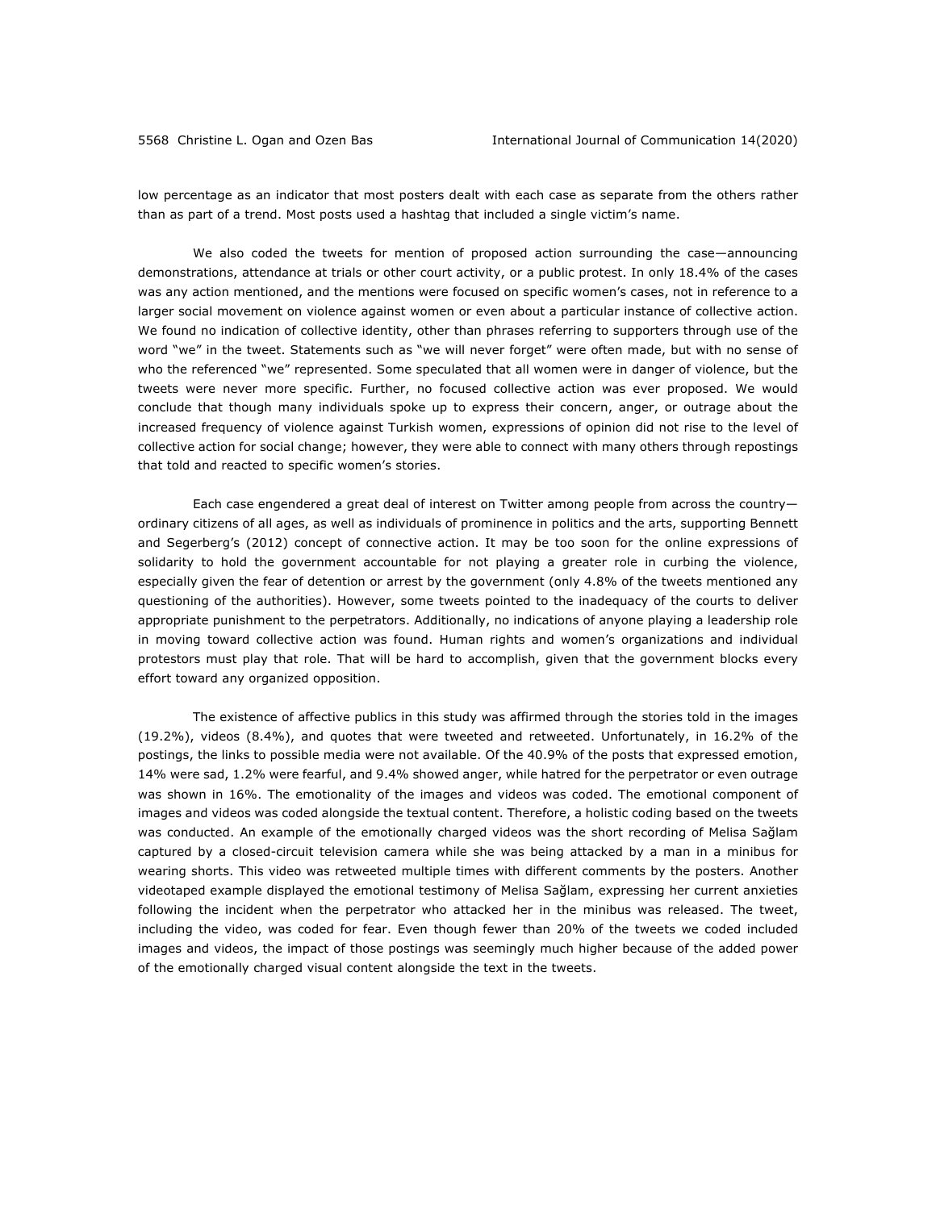low percentage as an indicator that most posters dealt with each case as separate from the others rather than as part of a trend. Most posts used a hashtag that included a single victim's name.

We also coded the tweets for mention of proposed action surrounding the case—announcing demonstrations, attendance at trials or other court activity, or a public protest. In only 18.4% of the cases was any action mentioned, and the mentions were focused on specific women's cases, not in reference to a larger social movement on violence against women or even about a particular instance of collective action. We found no indication of collective identity, other than phrases referring to supporters through use of the word "we" in the tweet. Statements such as "we will never forget" were often made, but with no sense of who the referenced "we" represented. Some speculated that all women were in danger of violence, but the tweets were never more specific. Further, no focused collective action was ever proposed. We would conclude that though many individuals spoke up to express their concern, anger, or outrage about the increased frequency of violence against Turkish women, expressions of opinion did not rise to the level of collective action for social change; however, they were able to connect with many others through repostings that told and reacted to specific women's stories.

Each case engendered a great deal of interest on Twitter among people from across the country—ordinary citizens of all ages, as well as individuals of prominence in politics and the arts, supporting Bennett and Segerberg's (2012) concept of connective action. It may be too soon for the online expressions of solidarity to hold the government accountable for not playing a greater role in curbing the violence, especially given the fear of detention or arrest by the government (only 4.8% of the tweets mentioned any questioning of the authorities). However, some tweets pointed to the inadequacy of the courts to deliver appropriate punishment to the perpetrators. Additionally, no indications of anyone playing a leadership role in moving toward collective action was found. Human rights and women's organizations and individual protestors must play that role. That will be hard to accomplish, given that the government blocks every effort toward any organized opposition.

The existence of affective publics in this study was affirmed through the stories told in the images (19.2%), videos (8.4%), and quotes that were tweeted and retweeted. Unfortunately, in 16.2% of the postings, the links to possible media were not available. Of the 40.9% of the posts that expressed emotion, 14% were sad, 1.2% were fearful, and 9.4% showed anger, while hatred for the perpetrator or even outrage was shown in 16%. The emotionality of the images and videos was coded. The emotional component of images and videos was coded alongside the textual content. Therefore, a holistic coding based on the tweets was conducted. An example of the emotionally charged videos was the short recording of Melisa Sağlam captured by a closed-circuit television camera while she was being attacked by a man in a minibus for wearing shorts. This video was retweeted multiple times with different comments by the posters. Another videotaped example displayed the emotional testimony of Melisa Sağlam, expressing her current anxieties following the incident when the perpetrator who attacked her in the minibus was released. The tweet, including the video, was coded for fear. Even though fewer than 20% of the tweets we coded included images and videos, the impact of those postings was seemingly much higher because of the added power of the emotionally charged visual content alongside the text in the tweets.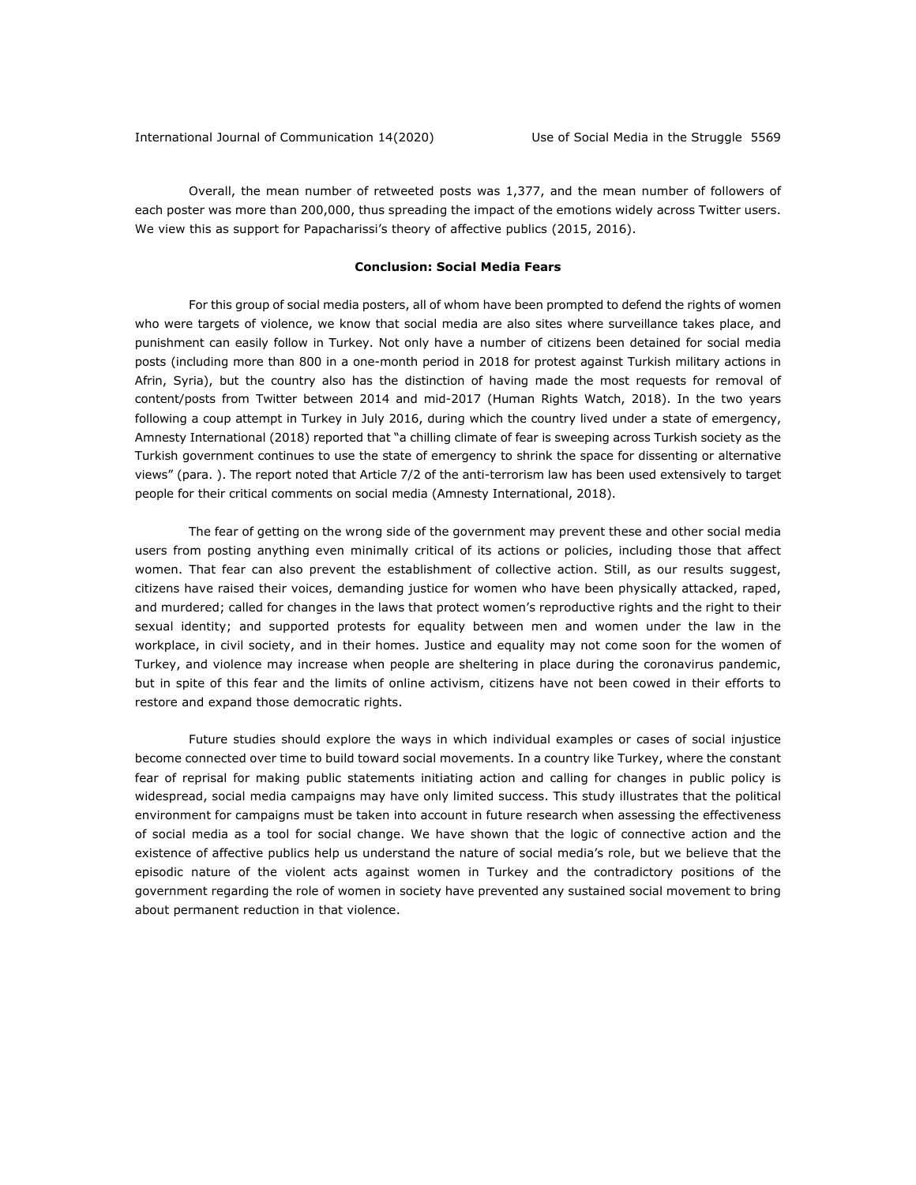Overall, the mean number of retweeted posts was 1,377, and the mean number of followers of each poster was more than 200,000, thus spreading the impact of the emotions widely across Twitter users. We view this as support for Papacharissi's theory of affective publics (2015, 2016).

## Conclusion: Social Media Fears

For this group of social media posters, all of whom have been prompted to defend the rights of women who were targets of violence, we know that social media are also sites where surveillance takes place, and punishment can easily follow in Turkey. Not only have a number of citizens been detained for social media posts (including more than 800 in a one-month period in 2018 for protest against Turkish military actions in Afrin, Syria), but the country also has the distinction of having made the most requests for removal of content/posts from Twitter between 2014 and mid-2017 (Human Rights Watch, 2018). In the two years following a coup attempt in Turkey in July 2016, during which the country lived under a state of emergency, Amnesty International (2018) reported that "a chilling climate of fear is sweeping across Turkish society as the Turkish government continues to use the state of emergency to shrink the space for dissenting or alternative views" (para. ). The report noted that Article 7/2 of the anti-terrorism law has been used extensively to target people for their critical comments on social media (Amnesty International, 2018).

The fear of getting on the wrong side of the government may prevent these and other social media users from posting anything even minimally critical of its actions or policies, including those that affect women. That fear can also prevent the establishment of collective action. Still, as our results suggest, citizens have raised their voices, demanding justice for women who have been physically attacked, raped, and murdered; called for changes in the laws that protect women's reproductive rights and the right to their sexual identity; and supported protests for equality between men and women under the law in the workplace, in civil society, and in their homes. Justice and equality may not come soon for the women of Turkey, and violence may increase when people are sheltering in place during the coronavirus pandemic, but in spite of this fear and the limits of online activism, citizens have not been cowed in their efforts to restore and expand those democratic rights.

Future studies should explore the ways in which individual examples or cases of social injustice become connected over time to build toward social movements. In a country like Turkey, where the constant fear of reprisal for making public statements initiating action and calling for changes in public policy is widespread, social media campaigns may have only limited success. This study illustrates that the political environment for campaigns must be taken into account in future research when assessing the effectiveness of social media as a tool for social change. We have shown that the logic of connective action and the existence of affective publics help us understand the nature of social media's role, but we believe that the episodic nature of the violent acts against women in Turkey and the contradictory positions of the government regarding the role of women in society have prevented any sustained social movement to bring about permanent reduction in that violence.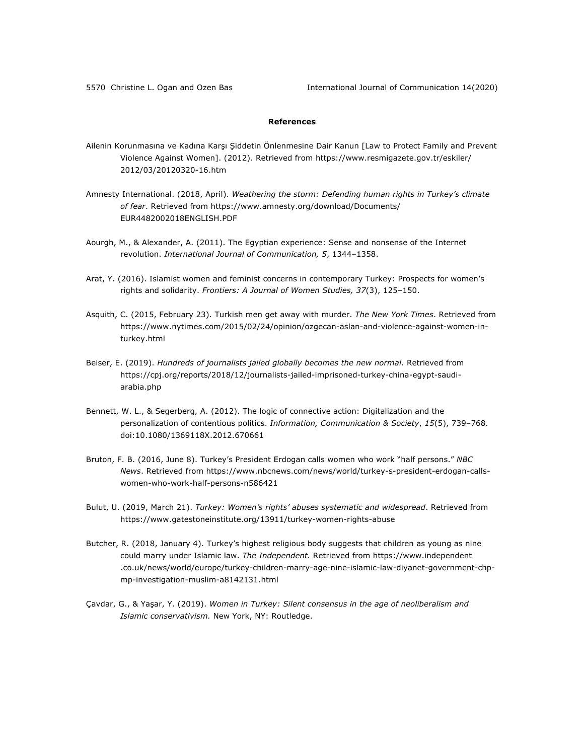**References**

Ailenin Korunmasına ve Kadına Karşı Şiddetin Önlenmesine Dair Kanun [Law to Protect Family and Prevent Violence Against Women]. (2012). Retrieved from https://www.resmigazete.gov.tr/eskiler/2012/03/20120320-16.htm

Amnesty International. (2018, April). *Weathering the storm: Defending human rights in Turkey's climate of fear*. Retrieved from https://www.amnesty.org/download/Documents/EUR4482002018ENGLISH.PDF

Aourgh, M., & Alexander, A. (2011). The Egyptian experience: Sense and nonsense of the Internet revolution. *International Journal of Communication, 5*, 1344–1358.

Arat, Y. (2016). Islamist women and feminist concerns in contemporary Turkey: Prospects for women's rights and solidarity. *Frontiers: A Journal of Women Studies, 37*(3), 125–150.

Asquith, C. (2015, February 23). Turkish men get away with murder. *The New York Times*. Retrieved from https://www.nytimes.com/2015/02/24/opinion/ozgecan-aslan-and-violence-against-women-in-turkey.html

Beiser, E. (2019). *Hundreds of journalists jailed globally becomes the new normal*. Retrieved from https://cpj.org/reports/2018/12/journalists-jailed-imprisoned-turkey-china-egypt-saudi-arabia.php

Bennett, W. L., & Segerberg, A. (2012). The logic of connective action: Digitalization and the personalization of contentious politics. *Information, Communication & Society*, *15*(5), 739–768. doi:10.1080/1369118X.2012.670661

Bruton, F. B. (2016, June 8). Turkey's President Erdogan calls women who work "half persons." *NBC News*. Retrieved from https://www.nbcnews.com/news/world/turkey-s-president-erdogan-calls-women-who-work-half-persons-n586421

Bulut, U. (2019, March 21). *Turkey: Women's rights' abuses systematic and widespread*. Retrieved from https://www.gatestoneinstitute.org/13911/turkey-women-rights-abuse

Butcher, R. (2018, January 4). Turkey's highest religious body suggests that children as young as nine could marry under Islamic law. *The Independent.* Retrieved from https://www.independent.co.uk/news/world/europe/turkey-children-marry-age-nine-islamic-law-diyanet-government-chp-mp-investigation-muslim-a8142131.html

Çavdar, G., & Yaşar, Y. (2019). *Women in Turkey: Silent consensus in the age of neoliberalism and Islamic conservativism.* New York, NY: Routledge.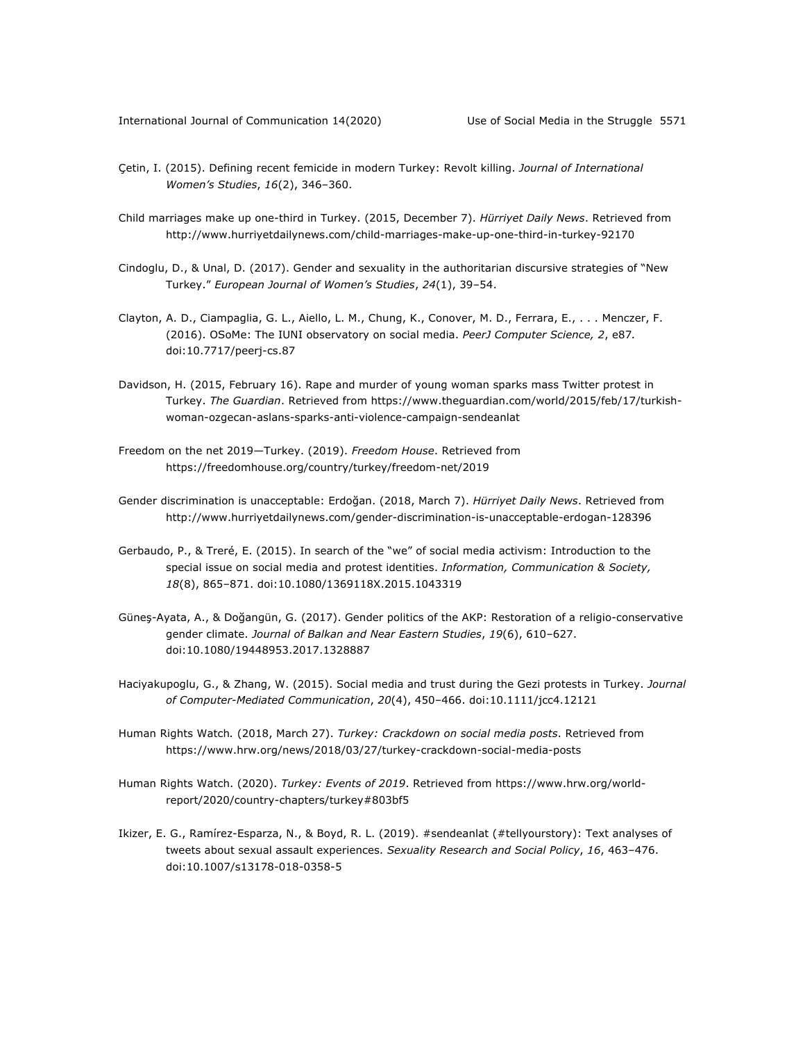Çetin, I. (2015). Defining recent femicide in modern Turkey: Revolt killing. *Journal of International Women's Studies*, *16*(2), 346–360.

Child marriages make up one-third in Turkey. (2015, December 7). *Hürriyet Daily News*. Retrieved from http://www.hurriyetdailynews.com/child-marriages-make-up-one-third-in-turkey-92170

Cindoglu, D., & Unal, D. (2017). Gender and sexuality in the authoritarian discursive strategies of "New Turkey." *European Journal of Women's Studies*, *24*(1), 39–54.

Clayton, A. D., Ciampaglia, G. L., Aiello, L. M., Chung, K., Conover, M. D., Ferrara, E., . . . Menczer, F. (2016). OSoMe: The IUNI observatory on social media. *PeerJ Computer Science, 2*, e87. doi:10.7717/peerj-cs.87

Davidson, H. (2015, February 16). Rape and murder of young woman sparks mass Twitter protest in Turkey. *The Guardian*. Retrieved from https://www.theguardian.com/world/2015/feb/17/turkish-woman-ozgecan-aslans-sparks-anti-violence-campaign-sendeanlat

Freedom on the net 2019—Turkey. (2019). *Freedom House*. Retrieved from https://freedomhouse.org/country/turkey/freedom-net/2019

Gender discrimination is unacceptable: Erdoğan. (2018, March 7). *Hürriyet Daily News*. Retrieved from http://www.hurriyetdailynews.com/gender-discrimination-is-unacceptable-erdogan-128396

Gerbaudo, P., & Treré, E. (2015). In search of the "we" of social media activism: Introduction to the special issue on social media and protest identities. *Information, Communication & Society, 18*(8), 865–871. doi:10.1080/1369118X.2015.1043319

Güneş-Ayata, A., & Doğangün, G. (2017). Gender politics of the AKP: Restoration of a religio-conservative gender climate. *Journal of Balkan and Near Eastern Studies*, *19*(6), 610–627. doi:10.1080/19448953.2017.1328887

Haciyakupoglu, G., & Zhang, W. (2015). Social media and trust during the Gezi protests in Turkey. *Journal of Computer-Mediated Communication*, *20*(4), 450–466. doi:10.1111/jcc4.12121

Human Rights Watch. (2018, March 27). *Turkey: Crackdown on social media posts*. Retrieved from https://www.hrw.org/news/2018/03/27/turkey-crackdown-social-media-posts

Human Rights Watch. (2020). *Turkey: Events of 2019*. Retrieved from https://www.hrw.org/world-report/2020/country-chapters/turkey#803bf5

Ikizer, E. G., Ramírez-Esparza, N., & Boyd, R. L. (2019). #sendeanlat (#tellyourstory): Text analyses of tweets about sexual assault experiences. *Sexuality Research and Social Policy*, *16*, 463–476. doi:10.1007/s13178-018-0358-5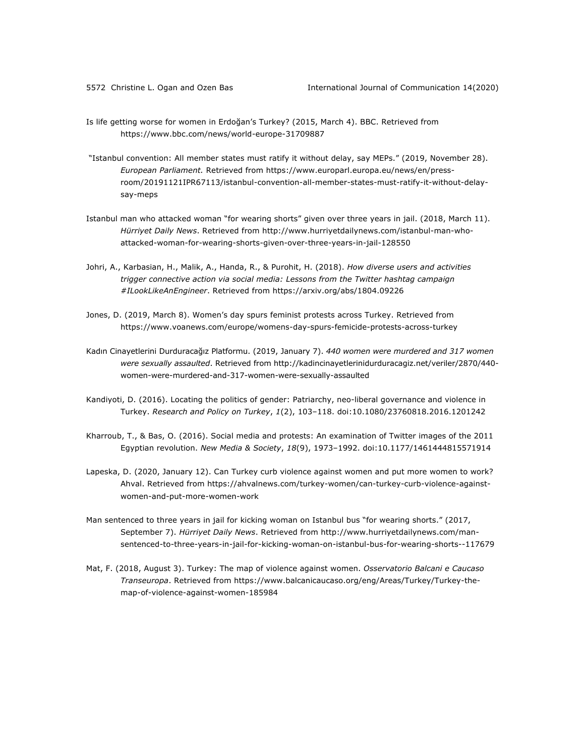Is life getting worse for women in Erdoğan's Turkey? (2015, March 4). BBC. Retrieved from https://www.bbc.com/news/world-europe-31709887

"Istanbul convention: All member states must ratify it without delay, say MEPs." (2019, November 28). *European Parliament.* Retrieved from https://www.europarl.europa.eu/news/en/press-room/20191121IPR67113/istanbul-convention-all-member-states-must-ratify-it-without-delay-say-meps

Istanbul man who attacked woman "for wearing shorts" given over three years in jail. (2018, March 11). *Hürriyet Daily News*. Retrieved from http://www.hurriyetdailynews.com/istanbul-man-who-attacked-woman-for-wearing-shorts-given-over-three-years-in-jail-128550

Johri, A., Karbasian, H., Malik, A., Handa, R., & Purohit, H. (2018). *How diverse users and activities trigger connective action via social media: Lessons from the Twitter hashtag campaign #ILookLikeAnEngineer*. Retrieved from https://arxiv.org/abs/1804.09226

Jones, D. (2019, March 8). Women's day spurs feminist protests across Turkey. Retrieved from https://www.voanews.com/europe/womens-day-spurs-femicide-protests-across-turkey

Kadın Cinayetlerini Durduracağız Platformu. (2019, January 7). *440 women were murdered and 317 women were sexually assaulted*. Retrieved from http://kadincinayetlerinidurduracagiz.net/veriler/2870/440-women-were-murdered-and-317-women-were-sexually-assaulted

Kandiyoti, D. (2016). Locating the politics of gender: Patriarchy, neo-liberal governance and violence in Turkey. *Research and Policy on Turkey*, *1*(2), 103–118. doi:10.1080/23760818.2016.1201242

Kharroub, T., & Bas, O. (2016). Social media and protests: An examination of Twitter images of the 2011 Egyptian revolution. *New Media & Society*, *18*(9), 1973–1992. doi:10.1177/1461444815571914

Lapeska, D. (2020, January 12). Can Turkey curb violence against women and put more women to work? Ahval. Retrieved from https://ahvalnews.com/turkey-women/can-turkey-curb-violence-against-women-and-put-more-women-work

Man sentenced to three years in jail for kicking woman on Istanbul bus "for wearing shorts." (2017, September 7). *Hürriyet Daily News*. Retrieved from http://www.hurriyetdailynews.com/man-sentenced-to-three-years-in-jail-for-kicking-woman-on-istanbul-bus-for-wearing-shorts--117679

Mat, F. (2018, August 3). Turkey: The map of violence against women. *Osservatorio Balcani e Caucaso Transeuropa*. Retrieved from https://www.balcanicaucaso.org/eng/Areas/Turkey/Turkey-the-map-of-violence-against-women-185984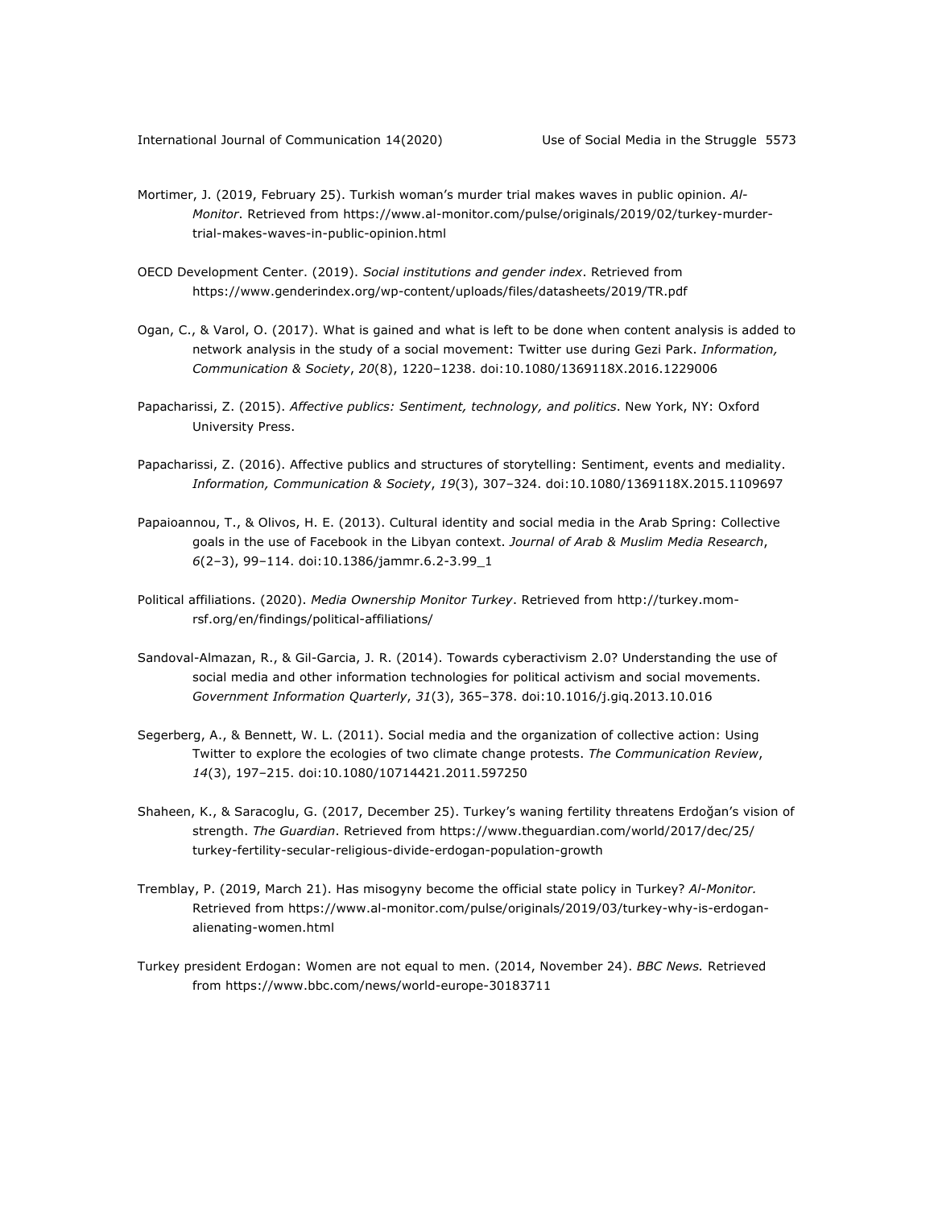Mortimer, J. (2019, February 25). Turkish woman's murder trial makes waves in public opinion. *Al-Monitor*. Retrieved from https://www.al-monitor.com/pulse/originals/2019/02/turkey-murder-trial-makes-waves-in-public-opinion.html

OECD Development Center. (2019). *Social institutions and gender index*. Retrieved from https://www.genderindex.org/wp-content/uploads/files/datasheets/2019/TR.pdf

Ogan, C., & Varol, O. (2017). What is gained and what is left to be done when content analysis is added to network analysis in the study of a social movement: Twitter use during Gezi Park. *Information, Communication & Society*, *20*(8), 1220–1238. doi:10.1080/1369118X.2016.1229006

Papacharissi, Z. (2015). *Affective publics: Sentiment, technology, and politics*. New York, NY: Oxford University Press.

Papacharissi, Z. (2016). Affective publics and structures of storytelling: Sentiment, events and mediality. *Information, Communication & Society*, *19*(3), 307–324. doi:10.1080/1369118X.2015.1109697

Papaioannou, T., & Olivos, H. E. (2013). Cultural identity and social media in the Arab Spring: Collective goals in the use of Facebook in the Libyan context. *Journal of Arab & Muslim Media Research*, *6*(2–3), 99–114. doi:10.1386/jammr.6.2-3.99_1

Political affiliations. (2020). *Media Ownership Monitor Turkey*. Retrieved from http://turkey.mom-rsf.org/en/findings/political-affiliations/

Sandoval-Almazan, R., & Gil-Garcia, J. R. (2014). Towards cyberactivism 2.0? Understanding the use of social media and other information technologies for political activism and social movements. *Government Information Quarterly*, *31*(3), 365–378. doi:10.1016/j.giq.2013.10.016

Segerberg, A., & Bennett, W. L. (2011). Social media and the organization of collective action: Using Twitter to explore the ecologies of two climate change protests. *The Communication Review*, *14*(3), 197–215. doi:10.1080/10714421.2011.597250

Shaheen, K., & Saracoglu, G. (2017, December 25). Turkey's waning fertility threatens Erdoğan's vision of strength. *The Guardian*. Retrieved from https://www.theguardian.com/world/2017/dec/25/turkey-fertility-secular-religious-divide-erdogan-population-growth

Tremblay, P. (2019, March 21). Has misogyny become the official state policy in Turkey? *Al-Monitor.* Retrieved from https://www.al-monitor.com/pulse/originals/2019/03/turkey-why-is-erdogan-alienating-women.html

Turkey president Erdogan: Women are not equal to men. (2014, November 24). *BBC News.* Retrieved from https://www.bbc.com/news/world-europe-30183711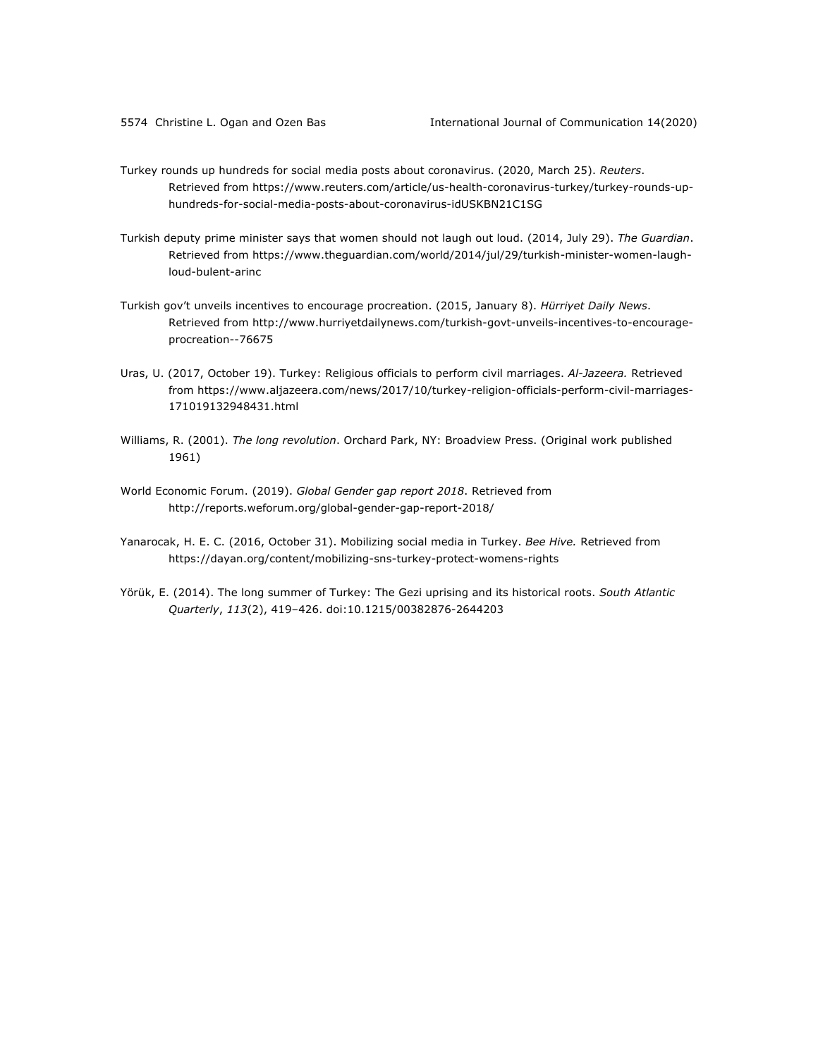Turkey rounds up hundreds for social media posts about coronavirus. (2020, March 25). *Reuters*. Retrieved from https://www.reuters.com/article/us-health-coronavirus-turkey/turkey-rounds-up-hundreds-for-social-media-posts-about-coronavirus-idUSKBN21C1SG

Turkish deputy prime minister says that women should not laugh out loud. (2014, July 29). *The Guardian*. Retrieved from https://www.theguardian.com/world/2014/jul/29/turkish-minister-women-laugh-loud-bulent-arinc

Turkish gov't unveils incentives to encourage procreation. (2015, January 8). *Hürriyet Daily News*. Retrieved from http://www.hurriyetdailynews.com/turkish-govt-unveils-incentives-to-encourage-procreation--76675

Uras, U. (2017, October 19). Turkey: Religious officials to perform civil marriages. *Al-Jazeera.* Retrieved from https://www.aljazeera.com/news/2017/10/turkey-religion-officials-perform-civil-marriages-171019132948431.html

Williams, R. (2001). *The long revolution*. Orchard Park, NY: Broadview Press. (Original work published 1961)

World Economic Forum. (2019). *Global Gender gap report 2018*. Retrieved from http://reports.weforum.org/global-gender-gap-report-2018/

Yanarocak, H. E. C. (2016, October 31). Mobilizing social media in Turkey. *Bee Hive.* Retrieved from https://dayan.org/content/mobilizing-sns-turkey-protect-womens-rights

Yörük, E. (2014). The long summer of Turkey: The Gezi uprising and its historical roots. *South Atlantic Quarterly*, *113*(2), 419–426. doi:10.1215/00382876-2644203